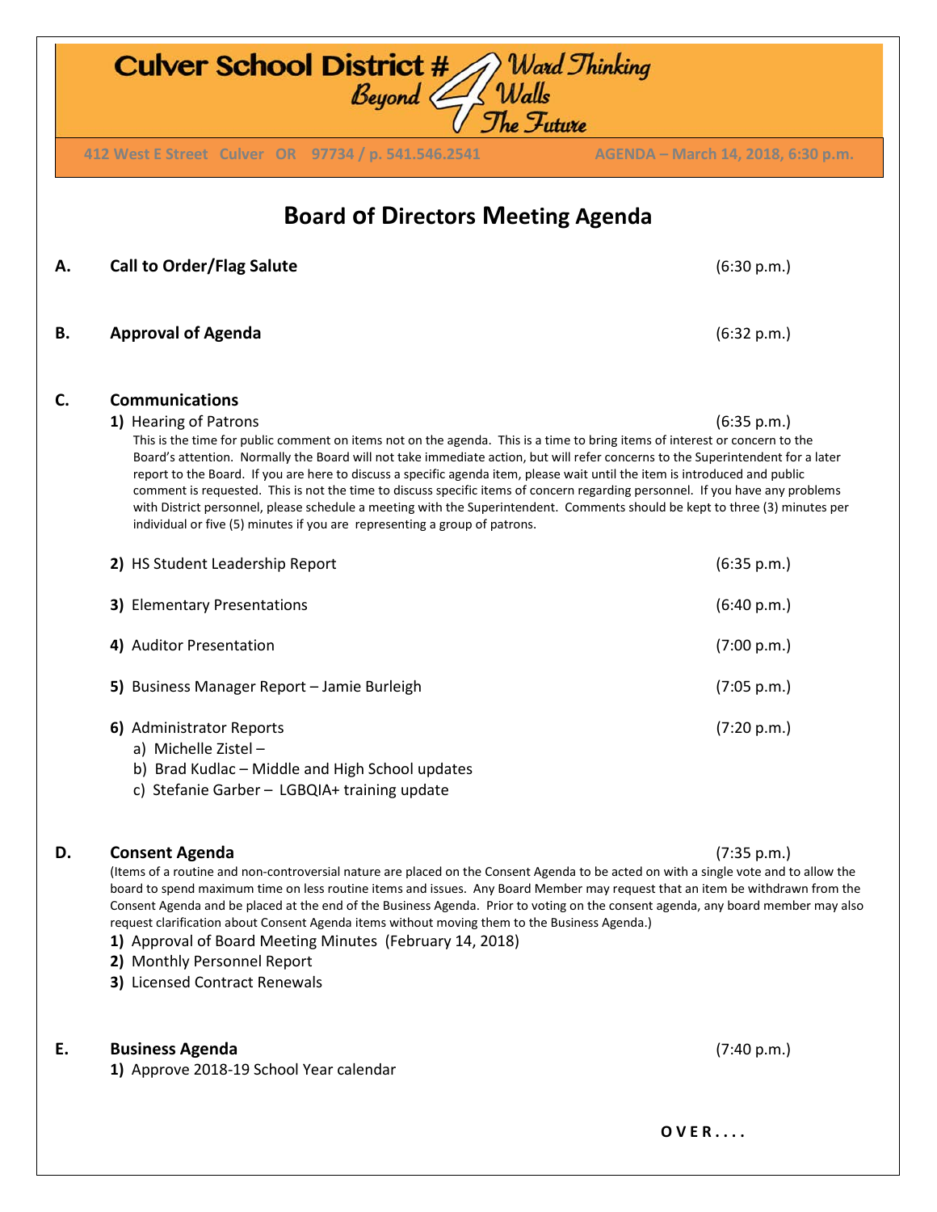# Culver School District #4 — Ward Thinking Beyond Walls The Future

412 West E Street Culver OR 97734 / p. 541.546.2541 AGENDA – March 14, 2018, 6:30 p.m.

## Board of Directors Meeting Agenda

**A. Call to Order/Flag Salute** (6:30 p.m.)

**B. Approval of Agenda** (6:32 p.m.)

**C. Communications**

**1)** Hearing of Patrons (6:35 p.m.)

This is the time for public comment on items not on the agenda. This is a time to bring items of interest or concern to the Board's attention. Normally the Board will not take immediate action, but will refer concerns to the Superintendent for a later report to the Board. If you are here to discuss a specific agenda item, please wait until the item is introduced and public comment is requested. This is not the time to discuss specific items of concern regarding personnel. If you have any problems with District personnel, please schedule a meeting with the Superintendent. Comments should be kept to three (3) minutes per individual or five (5) minutes if you are representing a group of patrons.

**2)** HS Student Leadership Report (6:35 p.m.)

**3)** Elementary Presentations (6:40 p.m.)

**4)** Auditor Presentation (7:00 p.m.)

**5)** Business Manager Report – Jamie Burleigh (7:05 p.m.)

**6)** Administrator Reports (7:20 p.m.)

a) Michelle Zistel –
b) Brad Kudlac – Middle and High School updates
c) Stefanie Garber – LGBQIA+ training update

**D. Consent Agenda** (7:35 p.m.)

(Items of a routine and non-controversial nature are placed on the Consent Agenda to be acted on with a single vote and to allow the board to spend maximum time on less routine items and issues. Any Board Member may request that an item be withdrawn from the Consent Agenda and be placed at the end of the Business Agenda. Prior to voting on the consent agenda, any board member may also request clarification about Consent Agenda items without moving them to the Business Agenda.)

**1)** Approval of Board Meeting Minutes (February 14, 2018)
**2)** Monthly Personnel Report
**3)** Licensed Contract Renewals

**E. Business Agenda** (7:40 p.m.)

**1)** Approve 2018-19 School Year calendar

**OVER....**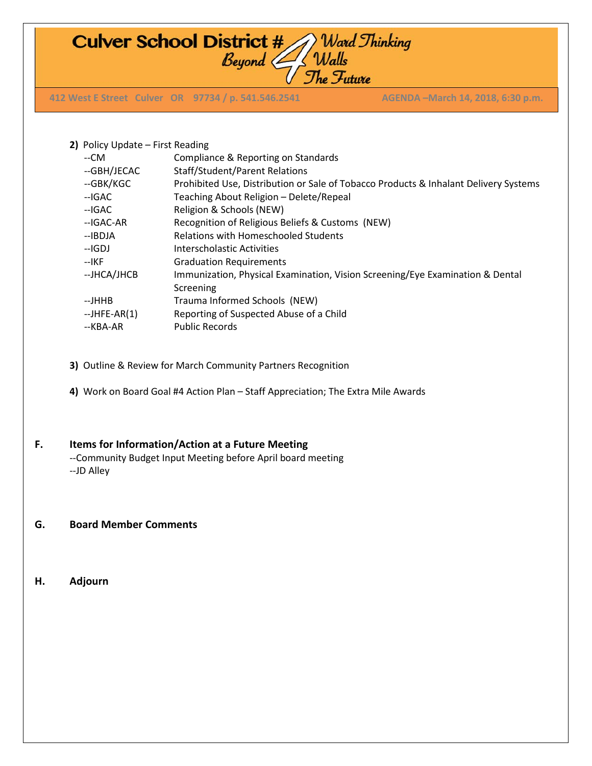2) Policy Update – First Reading

| | |
|---|---|
| --CM | Compliance & Reporting on Standards |
| --GBH/JECAC | Staff/Student/Parent Relations |
| --GBK/KGC | Prohibited Use, Distribution or Sale of Tobacco Products & Inhalant Delivery Systems |
| --IGAC | Teaching About Religion – Delete/Repeal |
| --IGAC | Religion & Schools (NEW) |
| --IGAC-AR | Recognition of Religious Beliefs & Customs (NEW) |
| --IBDJA | Relations with Homeschooled Students |
| --IGDJ | Interscholastic Activities |
| --IKF | Graduation Requirements |
| --JHCA/JHCB | Immunization, Physical Examination, Vision Screening/Eye Examination & Dental Screening |
| --JHHB | Trauma Informed Schools (NEW) |
| --JHFE-AR(1) | Reporting of Suspected Abuse of a Child |
| --KBA-AR | Public Records |

3) Outline & Review for March Community Partners Recognition

4) Work on Board Goal #4 Action Plan – Staff Appreciation; The Extra Mile Awards

## F. Items for Information/Action at a Future Meeting

--Community Budget Input Meeting before April board meeting
--JD Alley

## G. Board Member Comments

## H. Adjourn